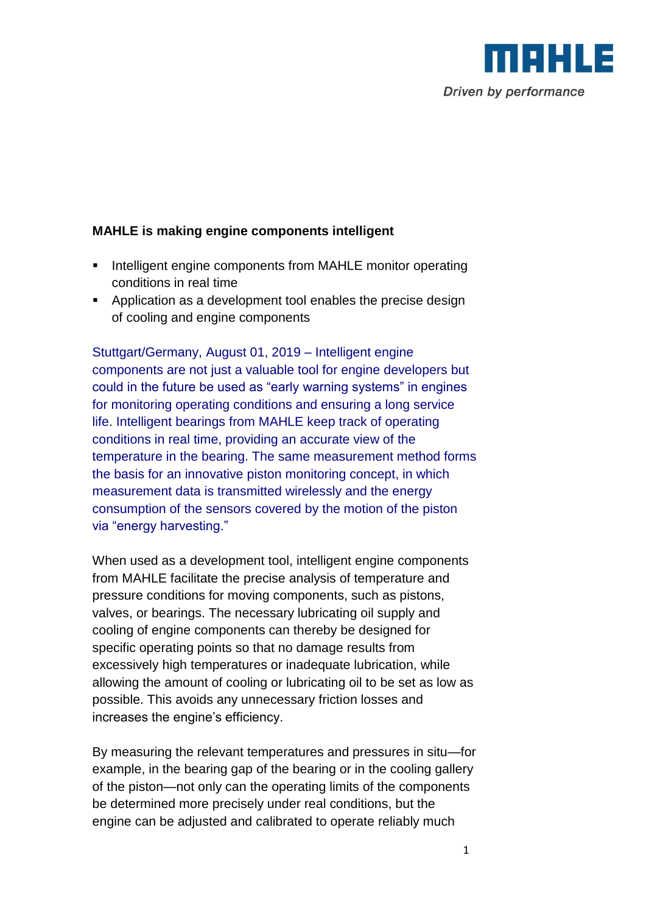**MAHLE is making engine components intelligent**

- Intelligent engine components from MAHLE monitor operating conditions in real time
- Application as a development tool enables the precise design of cooling and engine components

Stuttgart/Germany, August 01, 2019 – Intelligent engine components are not just a valuable tool for engine developers but could in the future be used as "early warning systems" in engines for monitoring operating conditions and ensuring a long service life. Intelligent bearings from MAHLE keep track of operating conditions in real time, providing an accurate view of the temperature in the bearing. The same measurement method forms the basis for an innovative piston monitoring concept, in which measurement data is transmitted wirelessly and the energy consumption of the sensors covered by the motion of the piston via "energy harvesting."

When used as a development tool, intelligent engine components from MAHLE facilitate the precise analysis of temperature and pressure conditions for moving components, such as pistons, valves, or bearings. The necessary lubricating oil supply and cooling of engine components can thereby be designed for specific operating points so that no damage results from excessively high temperatures or inadequate lubrication, while allowing the amount of cooling or lubricating oil to be set as low as possible. This avoids any unnecessary friction losses and increases the engine's efficiency.

By measuring the relevant temperatures and pressures in situ—for example, in the bearing gap of the bearing or in the cooling gallery of the piston—not only can the operating limits of the components be determined more precisely under real conditions, but the engine can be adjusted and calibrated to operate reliably much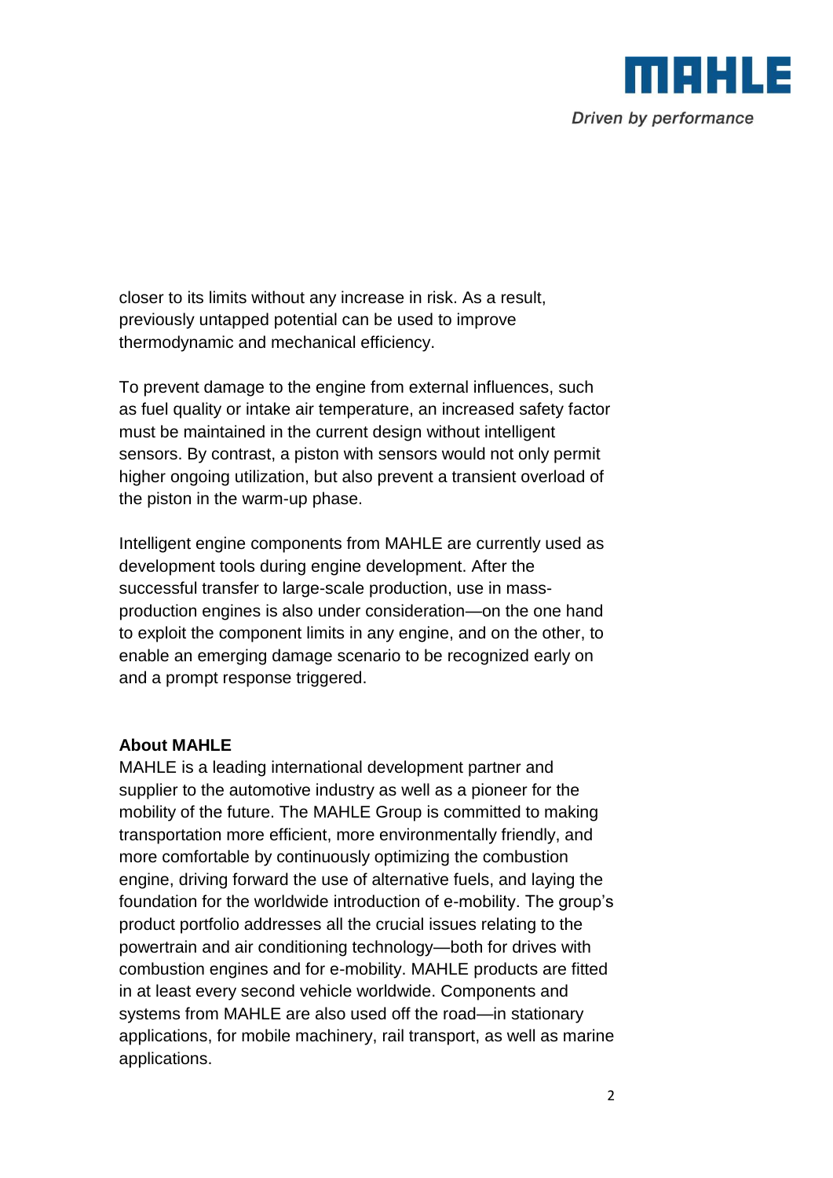closer to its limits without any increase in risk. As a result, previously untapped potential can be used to improve thermodynamic and mechanical efficiency.

To prevent damage to the engine from external influences, such as fuel quality or intake air temperature, an increased safety factor must be maintained in the current design without intelligent sensors. By contrast, a piston with sensors would not only permit higher ongoing utilization, but also prevent a transient overload of the piston in the warm-up phase.

Intelligent engine components from MAHLE are currently used as development tools during engine development. After the successful transfer to large-scale production, use in mass-production engines is also under consideration—on the one hand to exploit the component limits in any engine, and on the other, to enable an emerging damage scenario to be recognized early on and a prompt response triggered.

**About MAHLE**

MAHLE is a leading international development partner and supplier to the automotive industry as well as a pioneer for the mobility of the future. The MAHLE Group is committed to making transportation more efficient, more environmentally friendly, and more comfortable by continuously optimizing the combustion engine, driving forward the use of alternative fuels, and laying the foundation for the worldwide introduction of e-mobility. The group's product portfolio addresses all the crucial issues relating to the powertrain and air conditioning technology—both for drives with combustion engines and for e-mobility. MAHLE products are fitted in at least every second vehicle worldwide. Components and systems from MAHLE are also used off the road—in stationary applications, for mobile machinery, rail transport, as well as marine applications.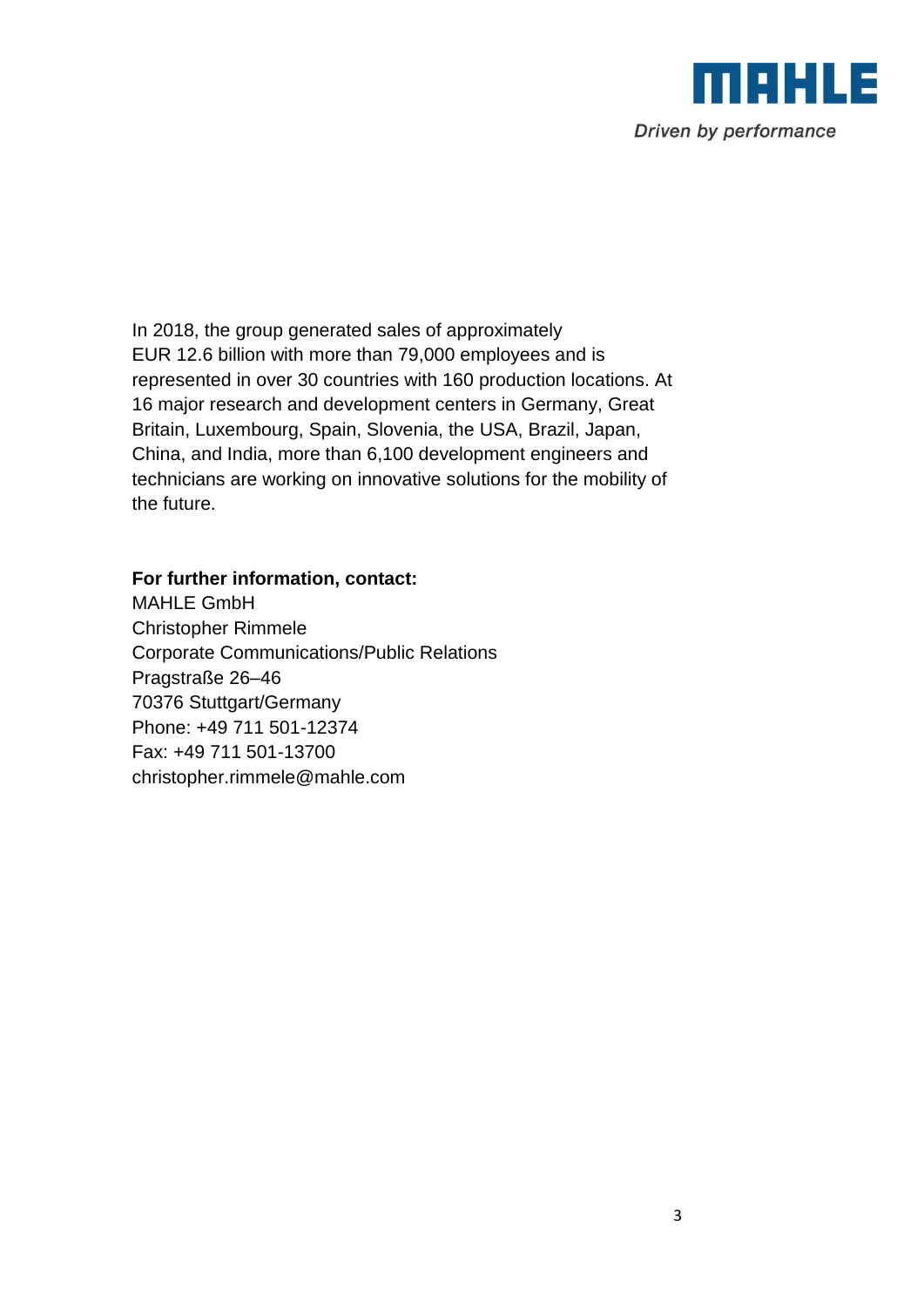In 2018, the group generated sales of approximately EUR 12.6 billion with more than 79,000 employees and is represented in over 30 countries with 160 production locations. At 16 major research and development centers in Germany, Great Britain, Luxembourg, Spain, Slovenia, the USA, Brazil, Japan, China, and India, more than 6,100 development engineers and technicians are working on innovative solutions for the mobility of the future.

**For further information, contact:**
MAHLE GmbH
Christopher Rimmele
Corporate Communications/Public Relations
Pragstraße 26–46
70376 Stuttgart/Germany
Phone: +49 711 501-12374
Fax: +49 711 501-13700
christopher.rimmele@mahle.com